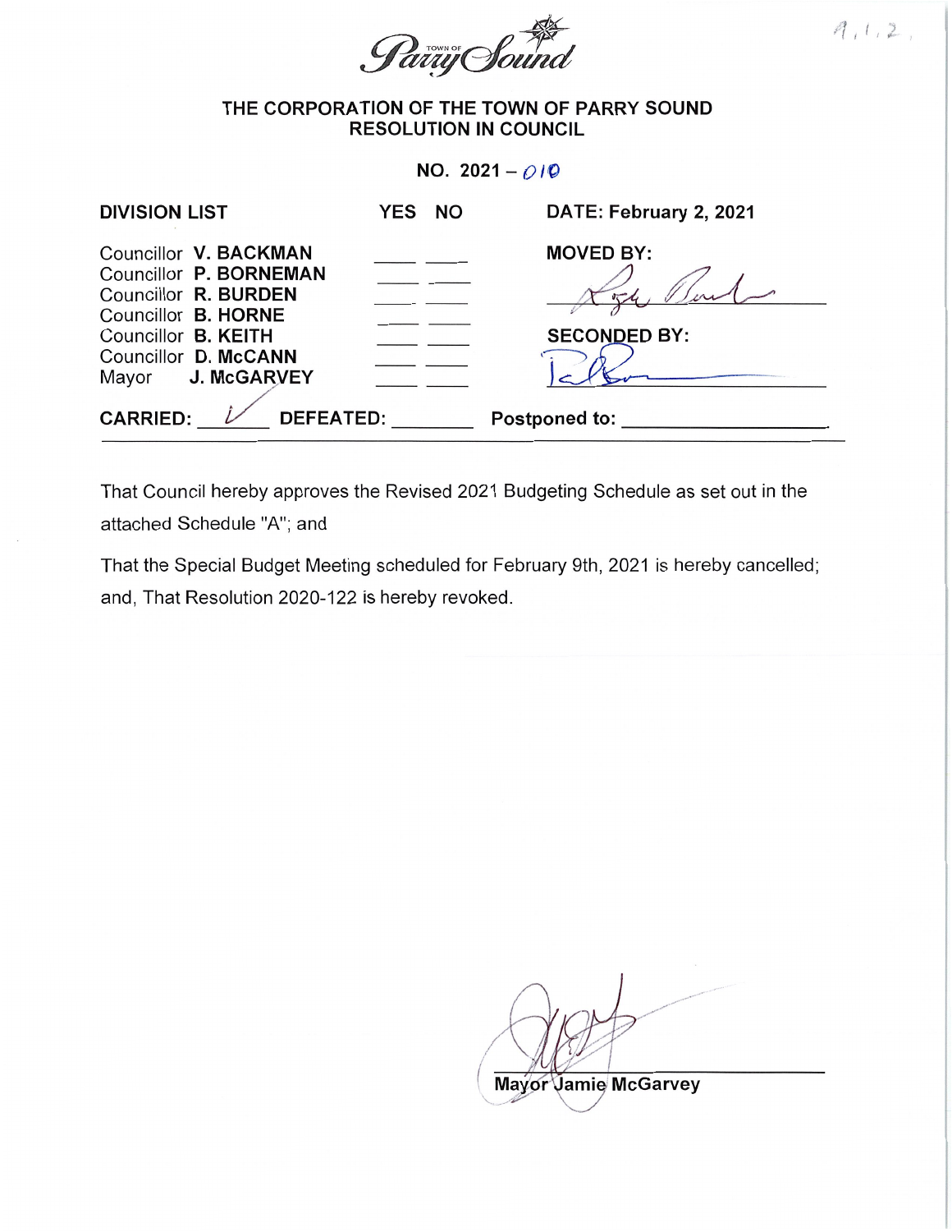9.1.2.

Town of Parry Sound

# THE CORPORATION OF THE TOWN OF PARRY SOUND
## RESOLUTION IN COUNCIL

**NO. 2021 – 010**

| DIVISION LIST | YES | NO | DATE: February 2, 2021 |
|---|---|---|---|
| Councillor **V. BACKMAN** | | | **MOVED BY:** |
| Councillor **P. BORNEMAN** | | | |
| Councillor **R. BURDEN** | | | |
| Councillor **B. HORNE** | | | |
| Councillor **B. KEITH** | | | **SECONDED BY:** |
| Councillor **D. McCANN** | | | |
| Mayor **J. McGARVEY** | | | |

**CARRIED:** ✓ **DEFEATED:** ________ **Postponed to:** ____________________

That Council hereby approves the Revised 2021 Budgeting Schedule as set out in the attached Schedule "A"; and

That the Special Budget Meeting scheduled for February 9th, 2021 is hereby cancelled; and, That Resolution 2020-122 is hereby revoked.

**Mayor Jamie McGarvey**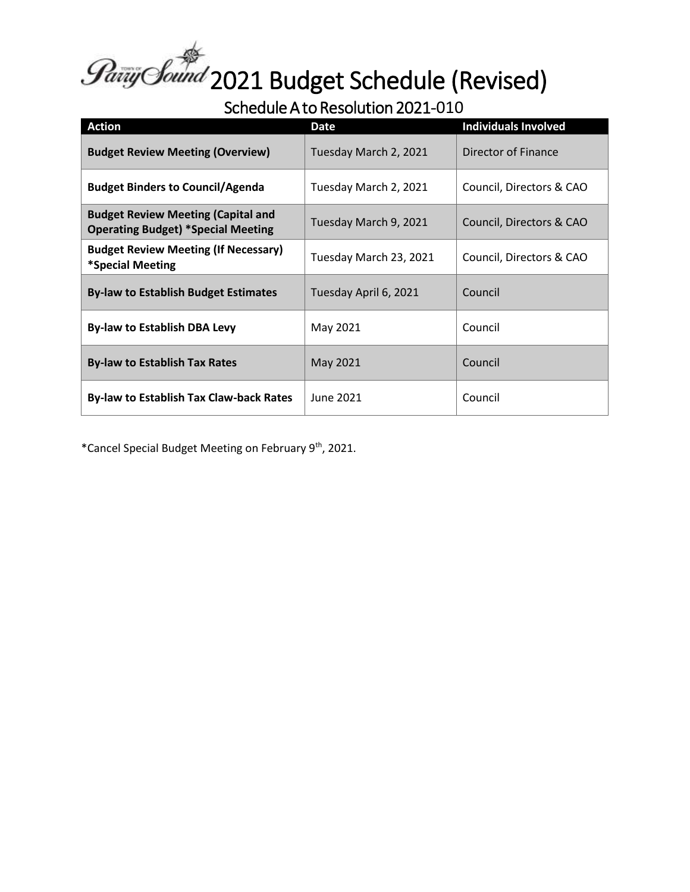# 2021 Budget Schedule (Revised)

## Schedule A to Resolution 2021-010

| Action | Date | Individuals Involved |
| --- | --- | --- |
| **Budget Review Meeting (Overview)** | Tuesday March 2, 2021 | Director of Finance |
| **Budget Binders to Council/Agenda** | Tuesday March 2, 2021 | Council, Directors & CAO |
| **Budget Review Meeting (Capital and Operating Budget) *Special Meeting** | Tuesday March 9, 2021 | Council, Directors & CAO |
| **Budget Review Meeting (If Necessary) *Special Meeting** | Tuesday March 23, 2021 | Council, Directors & CAO |
| **By-law to Establish Budget Estimates** | Tuesday April 6, 2021 | Council |
| **By-law to Establish DBA Levy** | May 2021 | Council |
| **By-law to Establish Tax Rates** | May 2021 | Council |
| **By-law to Establish Tax Claw-back Rates** | June 2021 | Council |

*Cancel Special Budget Meeting on February 9th, 2021.